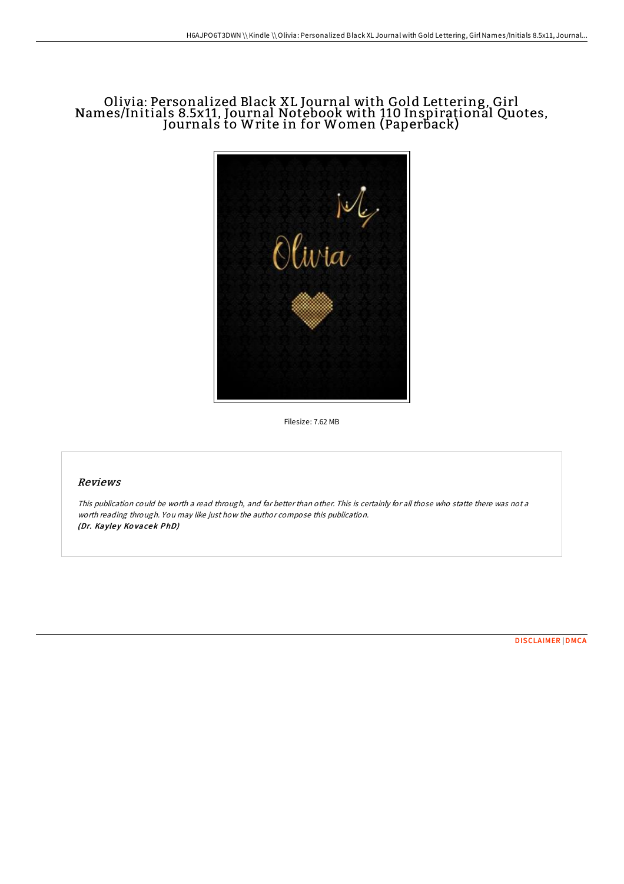# Olivia: Personalized Black XL Journal with Gold Lettering, Girl Names/Initials 8.5x11, Journal Notebook with 110 Inspirational Quotes, Journals to Write in for Women (Paperback)

Filesize: 7.62 MB

## Reviews

*This publication could be worth a read through, and far better than other. This is certainly for all those who statte there was not a worth reading through. You may like just how the author compose this publication.*
***(Dr. Kayley Kovacek PhD)***

DISCLAIMER | DMCA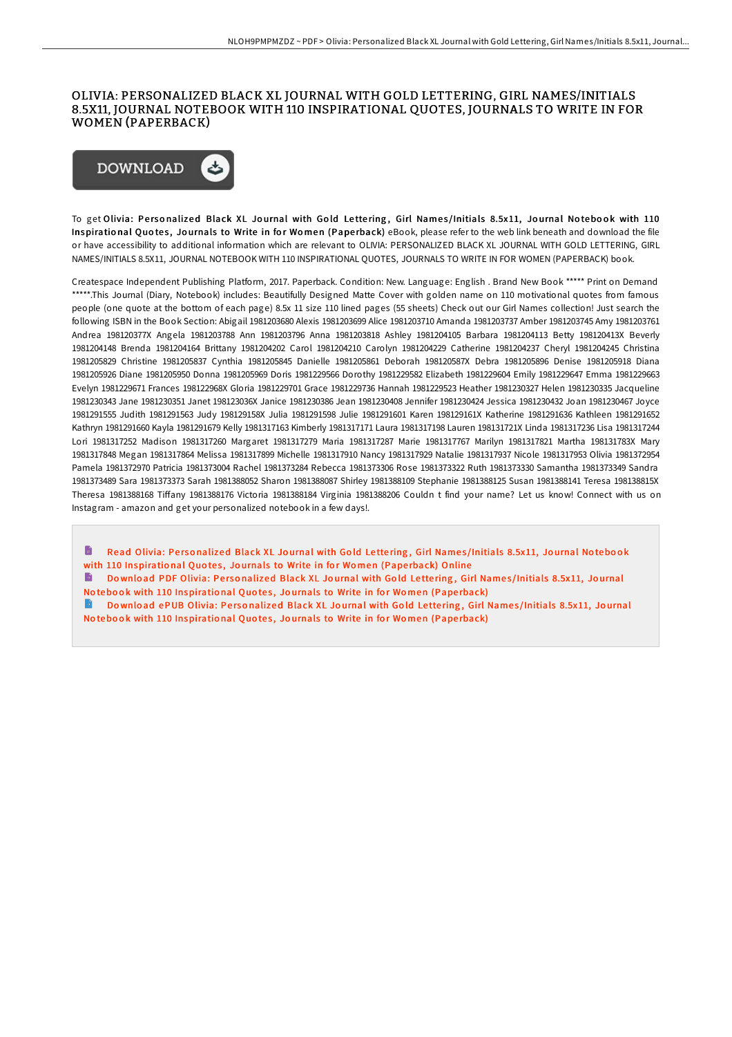# OLIVIA: PERSONALIZED BLACK XL JOURNAL WITH GOLD LETTERING, GIRL NAMES/INITIALS 8.5X11, JOURNAL NOTEBOOK WITH 110 INSPIRATIONAL QUOTES, JOURNALS TO WRITE IN FOR WOMEN (PAPERBACK)

DOWNLOAD

To get **Olivia: Personalized Black XL Journal with Gold Lettering, Girl Names/Initials 8.5x11, Journal Notebook with 110 Inspirational Quotes, Journals to Write in for Women (Paperback)** eBook, please refer to the web link beneath and download the file or have accessibility to additional information which are relevant to OLIVIA: PERSONALIZED BLACK XL JOURNAL WITH GOLD LETTERING, GIRL NAMES/INITIALS 8.5X11, JOURNAL NOTEBOOK WITH 110 INSPIRATIONAL QUOTES, JOURNALS TO WRITE IN FOR WOMEN (PAPERBACK) book.

Createspace Independent Publishing Platform, 2017. Paperback. Condition: New. Language: English . Brand New Book ***** Print on Demand *****.This Journal (Diary, Notebook) includes: Beautifully Designed Matte Cover with golden name on 110 motivational quotes from famous people (one quote at the bottom of each page) 8.5x 11 size 110 lined pages (55 sheets) Check out our Girl Names collection! Just search the following ISBN in the Book Section: Abigail 1981203680 Alexis 1981203699 Alice 1981203710 Amanda 1981203737 Amber 1981203745 Amy 1981203761 Andrea 198120377X Angela 1981203788 Ann 1981203796 Anna 1981203818 Ashley 1981204105 Barbara 1981204113 Betty 198120413X Beverly 1981204148 Brenda 1981204164 Brittany 1981204202 Carol 1981204210 Carolyn 1981204229 Catherine 1981204237 Cheryl 1981204245 Christina 1981205829 Christine 1981205837 Cynthia 1981205845 Danielle 1981205861 Deborah 198120587X Debra 1981205896 Denise 1981205918 Diana 1981205926 Diane 1981205950 Donna 1981205969 Doris 1981229566 Dorothy 1981229582 Elizabeth 1981229604 Emily 1981229647 Emma 1981229663 Evelyn 1981229671 Frances 198122968X Gloria 1981229701 Grace 1981229736 Hannah 1981229523 Heather 1981230327 Helen 1981230335 Jacqueline 1981230343 Jane 1981230351 Janet 198123036X Janice 1981230386 Jean 1981230408 Jennifer 1981230424 Jessica 1981230432 Joan 1981230467 Joyce 1981291555 Judith 1981291563 Judy 198129158X Julia 1981291598 Julie 1981291601 Karen 198129161X Katherine 1981291636 Kathleen 1981291652 Kathryn 1981291660 Kayla 1981291679 Kelly 1981317163 Kimberly 1981317171 Laura 1981317198 Lauren 198131721X Linda 1981317236 Lisa 1981317244 Lori 1981317252 Madison 1981317260 Margaret 1981317279 Maria 1981317287 Marie 1981317767 Marilyn 1981317821 Martha 198131783X Mary 1981317848 Megan 1981317864 Melissa 1981317899 Michelle 1981317910 Nancy 1981317929 Natalie 1981317937 Nicole 1981317953 Olivia 1981372954 Pamela 1981372970 Patricia 1981373004 Rachel 1981373284 Rebecca 1981373306 Rose 1981373322 Ruth 1981373330 Samantha 1981373349 Sandra 1981373489 Sara 1981373373 Sarah 1981388052 Sharon 1981388087 Shirley 1981388109 Stephanie 1981388125 Susan 1981388141 Teresa 198138815X Theresa 1981388168 Tiffany 1981388176 Victoria 1981388184 Virginia 1981388206 Couldn t find your name? Let us know! Connect with us on Instagram - amazon and get your personalized notebook in a few days!.

- Read Olivia: Personalized Black XL Journal with Gold Lettering, Girl Names/Initials 8.5x11, Journal Notebook with 110 Inspirational Quotes, Journals to Write in for Women (Paperback) Online
- Download PDF Olivia: Personalized Black XL Journal with Gold Lettering, Girl Names/Initials 8.5x11, Journal Notebook with 110 Inspirational Quotes, Journals to Write in for Women (Paperback)
- Download ePUB Olivia: Personalized Black XL Journal with Gold Lettering, Girl Names/Initials 8.5x11, Journal Notebook with 110 Inspirational Quotes, Journals to Write in for Women (Paperback)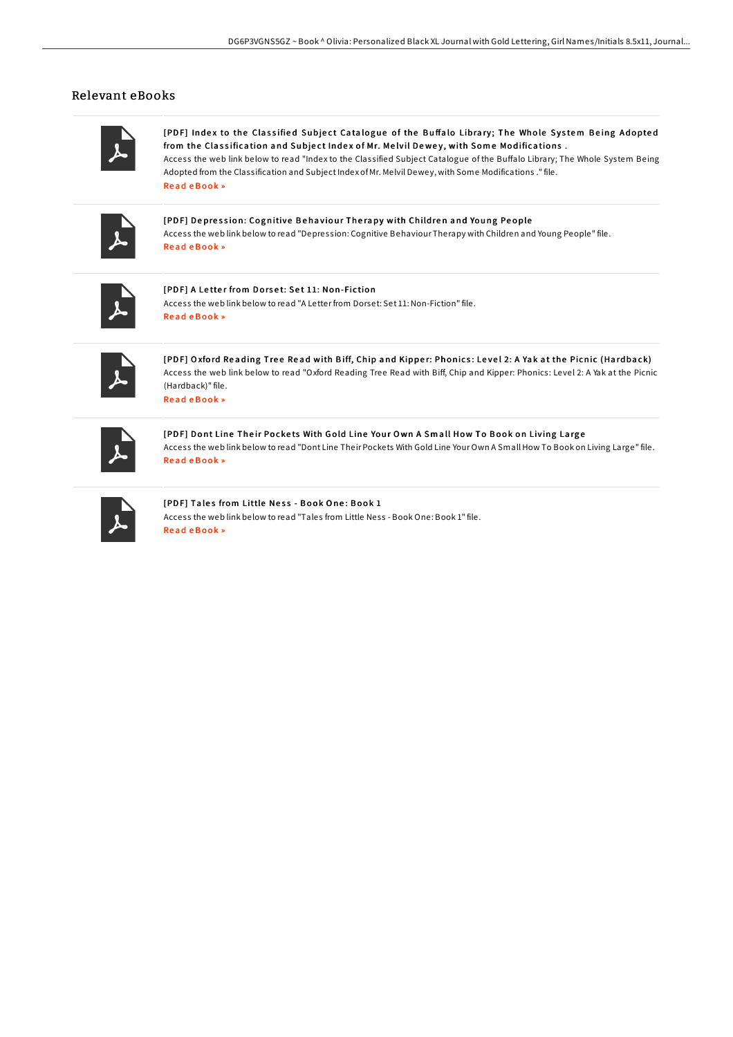## Relevant eBooks

**[PDF] Index to the Classified Subject Catalogue of the Buffalo Library; The Whole System Being Adopted from the Classification and Subject Index of Mr. Melvil Dewey, with Some Modifications .**

Access the web link below to read "Index to the Classified Subject Catalogue of the Buffalo Library; The Whole System Being Adopted from the Classification and Subject Index of Mr. Melvil Dewey, with Some Modifications ." file.

Read eBook »

**[PDF] Depression: Cognitive Behaviour Therapy with Children and Young People**

Access the web link below to read "Depression: Cognitive Behaviour Therapy with Children and Young People" file.

Read eBook »

**[PDF] A Letter from Dorset: Set 11: Non-Fiction**

Access the web link below to read "A Letter from Dorset: Set 11: Non-Fiction" file.

Read eBook »

**[PDF] Oxford Reading Tree Read with Biff, Chip and Kipper: Phonics: Level 2: A Yak at the Picnic (Hardback)**

Access the web link below to read "Oxford Reading Tree Read with Biff, Chip and Kipper: Phonics: Level 2: A Yak at the Picnic (Hardback)" file.

Read eBook »

**[PDF] Dont Line Their Pockets With Gold Line Your Own A Small How To Book on Living Large**

Access the web link below to read "Dont Line Their Pockets With Gold Line Your Own A Small How To Book on Living Large" file.

Read eBook »

**[PDF] Tales from Little Ness - Book One: Book 1**

Access the web link below to read "Tales from Little Ness - Book One: Book 1" file.

Read eBook »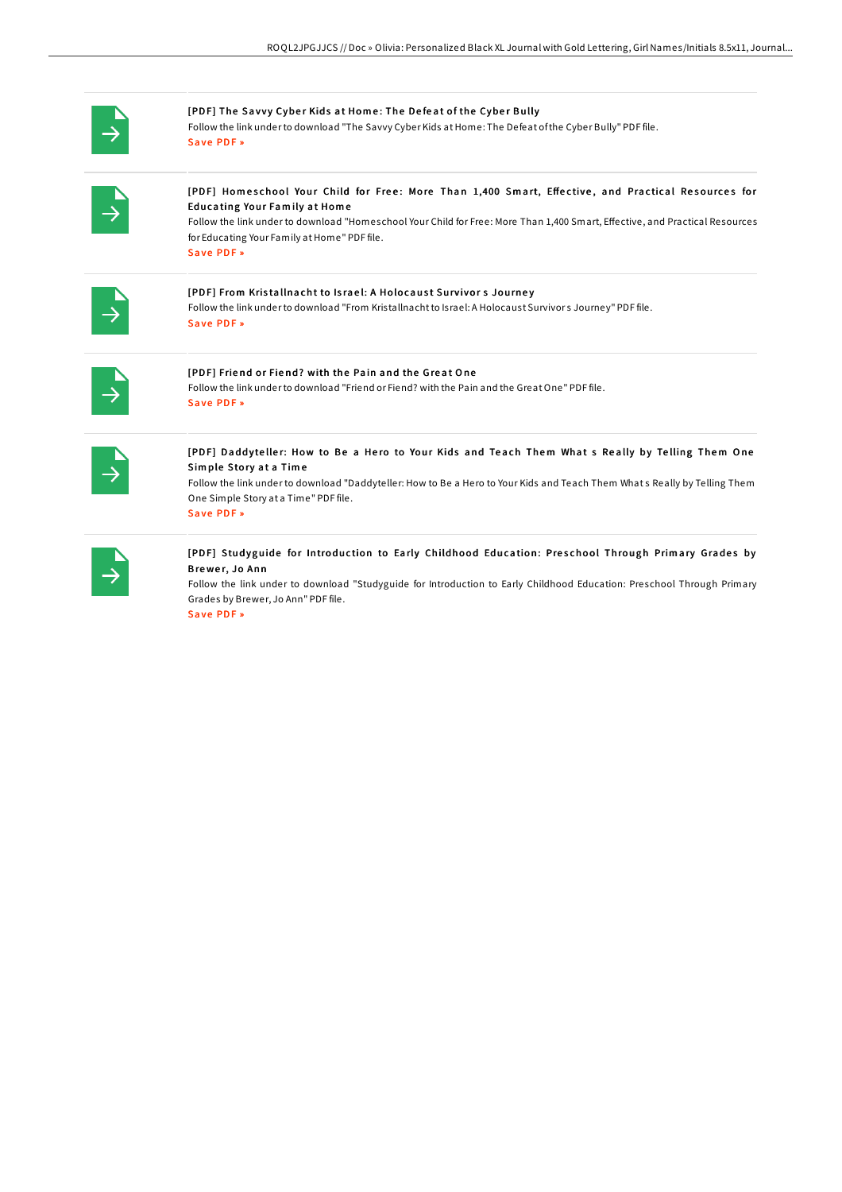[PDF] The Savvy Cyber Kids at Home: The Defeat of the Cyber Bully

Follow the link under to download "The Savvy Cyber Kids at Home: The Defeat of the Cyber Bully" PDF file.

Save PDF »

[PDF] Homeschool Your Child for Free: More Than 1,400 Smart, Effective, and Practical Resources for Educating Your Family at Home

Follow the link under to download "Homeschool Your Child for Free: More Than 1,400 Smart, Effective, and Practical Resources for Educating Your Family at Home" PDF file.

Save PDF »

[PDF] From Kristallnacht to Israel: A Holocaust Survivor s Journey

Follow the link under to download "From Kristallnacht to Israel: A Holocaust Survivor s Journey" PDF file.

Save PDF »

[PDF] Friend or Fiend? with the Pain and the Great One

Follow the link under to download "Friend or Fiend? with the Pain and the Great One" PDF file.

Save PDF »

[PDF] Daddyteller: How to Be a Hero to Your Kids and Teach Them What s Really by Telling Them One Simple Story at a Time

Follow the link under to download "Daddyteller: How to Be a Hero to Your Kids and Teach Them What s Really by Telling Them One Simple Story at a Time" PDF file.

Save PDF »

[PDF] Studyguide for Introduction to Early Childhood Education: Preschool Through Primary Grades by Brewer, Jo Ann

Follow the link under to download "Studyguide for Introduction to Early Childhood Education: Preschool Through Primary Grades by Brewer, Jo Ann" PDF file.

Save PDF »